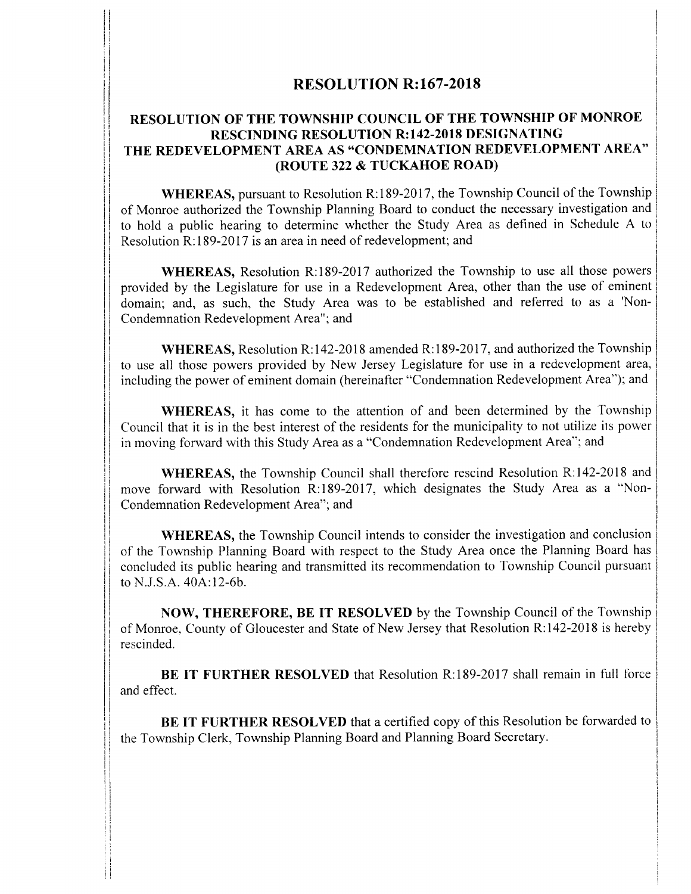# RESOLUTION R:167-2018

## RESOLUTION OF THE TOWNSHIP COUNCIL OF THE TOWNSHIP OF MONROE RESCINDING RESOLUTION R:142-2018 DESIGNATING THE REDEVELOPMENT AREA AS "CONDEMNATION REDEVELOPMENT AREA" (ROUTE 322 & TUCKAHOE ROAD)

**WHEREAS,** pursuant to Resolution R:189-2017, the Township Council of the Township of Monroe authorized the Township Planning Board to conduct the necessary investigation and to hold a public hearing to determine whether the Study Area as defined in Schedule A to Resolution R:189-2017 is an area in need of redevelopment; and

**WHEREAS,** Resolution R:189-2017 authorized the Township to use all those powers provided by the Legislature for use in a Redevelopment Area, other than the use of eminent domain; and, as such, the Study Area was to be established and referred to as a 'Non-Condemnation Redevelopment Area"; and

**WHEREAS,** Resolution R:142-2018 amended R:189-2017, and authorized the Township to use all those powers provided by New Jersey Legislature for use in a redevelopment area, including the power of eminent domain (hereinafter "Condemnation Redevelopment Area"); and

**WHEREAS,** it has come to the attention of and been determined by the Township Council that it is in the best interest of the residents for the municipality to not utilize its power in moving forward with this Study Area as a "Condemnation Redevelopment Area"; and

**WHEREAS,** the Township Council shall therefore rescind Resolution R:142-2018 and move forward with Resolution R:189-2017, which designates the Study Area as a "Non-Condemnation Redevelopment Area"; and

**WHEREAS,** the Township Council intends to consider the investigation and conclusion of the Township Planning Board with respect to the Study Area once the Planning Board has concluded its public hearing and transmitted its recommendation to Township Council pursuant to N.J.S.A. 40A:12-6b.

**NOW, THEREFORE, BE IT RESOLVED** by the Township Council of the Township of Monroe, County of Gloucester and State of New Jersey that Resolution R:142-2018 is hereby rescinded.

**BE IT FURTHER RESOLVED** that Resolution R:189-2017 shall remain in full force and effect.

**BE IT FURTHER RESOLVED** that a certified copy of this Resolution be forwarded to the Township Clerk, Township Planning Board and Planning Board Secretary.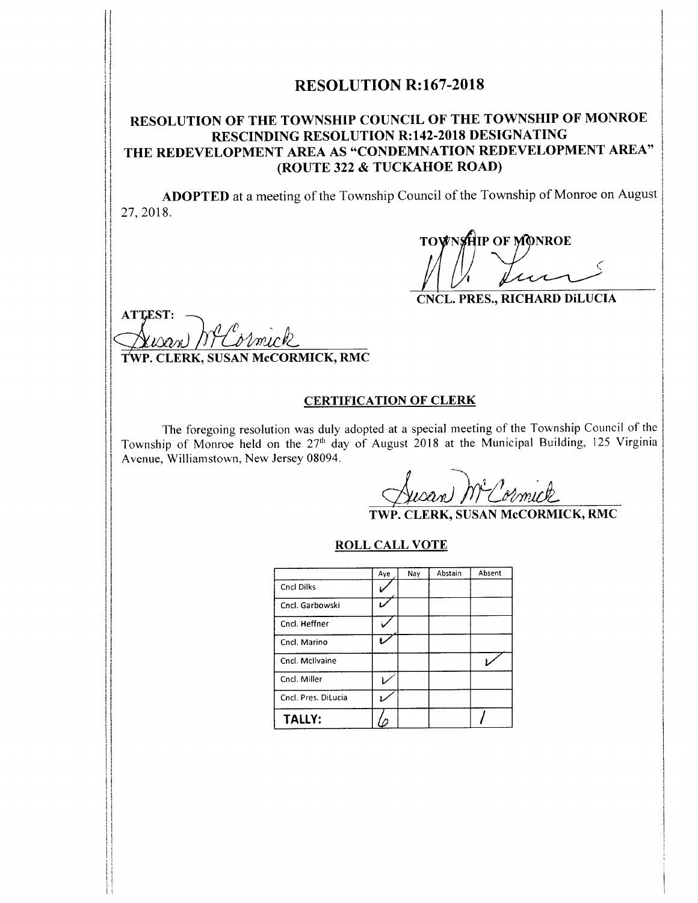# RESOLUTION R:167-2018

## RESOLUTION OF THE TOWNSHIP COUNCIL OF THE TOWNSHIP OF MONROE RESCINDING RESOLUTION R:142-2018 DESIGNATING THE REDEVELOPMENT AREA AS "CONDEMNATION REDEVELOPMENT AREA" (ROUTE 322 & TUCKAHOE ROAD)

**ADOPTED** at a meeting of the Township Council of the Township of Monroe on August 27, 2018.

**TOWNSHIP OF MONROE**

**CNCL. PRES., RICHARD DiLUCIA**

**ATTEST:**

**TWP. CLERK, SUSAN McCORMICK, RMC**

**CERTIFICATION OF CLERK**

The foregoing resolution was duly adopted at a special meeting of the Township Council of the Township of Monroe held on the 27th day of August 2018 at the Municipal Building, 125 Virginia Avenue, Williamstown, New Jersey 08094.

**TWP. CLERK, SUSAN McCORMICK, RMC**

**ROLL CALL VOTE**

| | Aye | Nay | Abstain | Absent |
|---|---|---|---|---|
| Cncl Dilks | ✓ | | | |
| Cncl. Garbowski | ✓ | | | |
| Cncl. Heffner | ✓ | | | |
| Cncl. Marino | ✓ | | | |
| Cncl. McIlvaine | | | | ✓ |
| Cncl. Miller | ✓ | | | |
| Cncl. Pres. DiLucia | ✓ | | | |
| **TALLY:** | 6 | | | 1 |